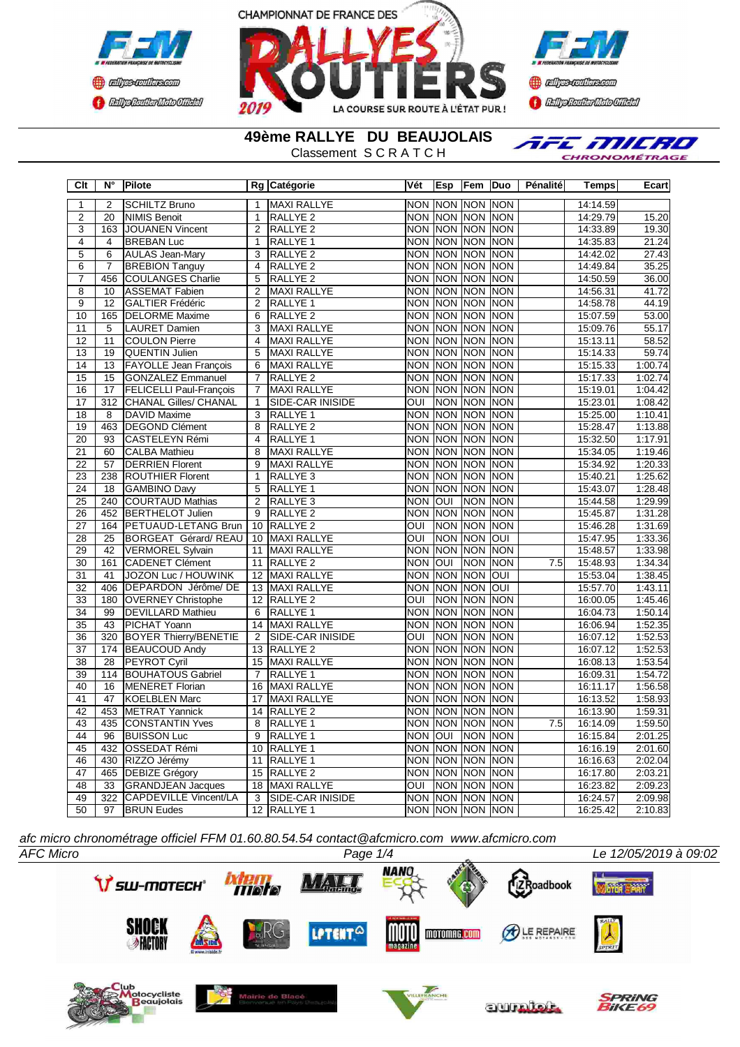CHAMPIONNAT DE FRANCE DES RALLYES ROUTIERS 2019

LA COURSE SUR ROUTE À L'ÉTAT PUR !

# 49ème RALLYE DU BEAUJOLAIS

Classement S C R A T C H

| Clt | N° | Pilote | Rg | Catégorie | Vét | Esp | Fem | Duo | Pénalité | Temps | Ecart |
|---|---|---|---|---|---|---|---|---|---|---|---|
| 1 | 2 | SCHILTZ Bruno | 1 | MAXI RALLYE | NON | NON | NON | NON | | 14:14.59 | |
| 2 | 20 | NIMIS Benoit | 1 | RALLYE 2 | NON | NON | NON | NON | | 14:29.79 | 15.20 |
| 3 | 163 | JOUANEN Vincent | 2 | RALLYE 2 | NON | NON | NON | NON | | 14:33.89 | 19.30 |
| 4 | 4 | BREBAN Luc | 1 | RALLYE 1 | NON | NON | NON | NON | | 14:35.83 | 21.24 |
| 5 | 6 | AULAS Jean-Mary | 3 | RALLYE 2 | NON | NON | NON | NON | | 14:42.02 | 27.43 |
| 6 | 7 | BREBION Tanguy | 4 | RALLYE 2 | NON | NON | NON | NON | | 14:49.84 | 35.25 |
| 7 | 456 | COULANGES Charlie | 5 | RALLYE 2 | NON | NON | NON | NON | | 14:50.59 | 36.00 |
| 8 | 10 | ASSEMAT Fabien | 2 | MAXI RALLYE | NON | NON | NON | NON | | 14:56.31 | 41.72 |
| 9 | 12 | GALTIER Frédéric | 2 | RALLYE 1 | NON | NON | NON | NON | | 14:58.78 | 44.19 |
| 10 | 165 | DELORME Maxime | 6 | RALLYE 2 | NON | NON | NON | NON | | 15:07.59 | 53.00 |
| 11 | 5 | LAURET Damien | 3 | MAXI RALLYE | NON | NON | NON | NON | | 15:09.76 | 55.17 |
| 12 | 11 | COULON Pierre | 4 | MAXI RALLYE | NON | NON | NON | NON | | 15:13.11 | 58.52 |
| 13 | 19 | QUENTIN Julien | 5 | MAXI RALLYE | NON | NON | NON | NON | | 15:14.33 | 59.74 |
| 14 | 13 | FAYOLLE Jean François | 6 | MAXI RALLYE | NON | NON | NON | NON | | 15:15.33 | 1:00.74 |
| 15 | 15 | GONZALEZ Emmanuel | 7 | RALLYE 2 | NON | NON | NON | NON | | 15:17.33 | 1:02.74 |
| 16 | 17 | FELICELLI Paul-François | 7 | MAXI RALLYE | NON | NON | NON | NON | | 15:19.01 | 1:04.42 |
| 17 | 312 | CHANAL Gilles/ CHANAL | 1 | SIDE-CAR INISIDE | OUI | NON | NON | NON | | 15:23.01 | 1:08.42 |
| 18 | 8 | DAVID Maxime | 3 | RALLYE 1 | NON | NON | NON | NON | | 15:25.00 | 1:10.41 |
| 19 | 463 | DEGOND Clément | 8 | RALLYE 2 | NON | NON | NON | NON | | 15:28.47 | 1:13.88 |
| 20 | 93 | CASTELEYN Rémi | 4 | RALLYE 1 | NON | NON | NON | NON | | 15:32.50 | 1:17.91 |
| 21 | 60 | CALBA Mathieu | 8 | MAXI RALLYE | NON | NON | NON | NON | | 15:34.05 | 1:19.46 |
| 22 | 57 | DERRIEN Florent | 9 | MAXI RALLYE | NON | NON | NON | NON | | 15:34.92 | 1:20.33 |
| 23 | 238 | ROUTHIER Florent | 1 | RALLYE 3 | NON | NON | NON | NON | | 15:40.21 | 1:25.62 |
| 24 | 18 | GAMBINO Davy | 5 | RALLYE 1 | NON | NON | NON | NON | | 15:43.07 | 1:28.48 |
| 25 | 240 | COURTAUD Mathias | 2 | RALLYE 3 | NON | OUI | NON | NON | | 15:44.58 | 1:29.99 |
| 26 | 452 | BERTHELOT Julien | 9 | RALLYE 2 | NON | NON | NON | NON | | 15:45.87 | 1:31.28 |
| 27 | 164 | PETUAUD-LETANG Brun | 10 | RALLYE 2 | OUI | NON | NON | NON | | 15:46.28 | 1:31.69 |
| 28 | 25 | BORGEAT Gérard/ REAU | 10 | MAXI RALLYE | OUI | NON | NON | OUI | | 15:47.95 | 1:33.36 |
| 29 | 42 | VERMOREL Sylvain | 11 | MAXI RALLYE | NON | NON | NON | NON | | 15:48.57 | 1:33.98 |
| 30 | 161 | CADENET Clément | 11 | RALLYE 2 | NON | OUI | NON | NON | 7.5 | 15:48.93 | 1:34.34 |
| 31 | 41 | JOZON Luc / HOUWINK | 12 | MAXI RALLYE | NON | NON | NON | OUI | | 15:53.04 | 1:38.45 |
| 32 | 406 | DEPARDON Jérôme/ DE | 13 | MAXI RALLYE | NON | NON | NON | OUI | | 15:57.70 | 1:43.11 |
| 33 | 180 | OVERNEY Christophe | 12 | RALLYE 2 | OUI | NON | NON | NON | | 16:00.05 | 1:45.46 |
| 34 | 99 | DEVILLARD Mathieu | 6 | RALLYE 1 | NON | NON | NON | NON | | 16:04.73 | 1:50.14 |
| 35 | 43 | PICHAT Yoann | 14 | MAXI RALLYE | NON | NON | NON | NON | | 16:06.94 | 1:52.35 |
| 36 | 320 | BOYER Thierry/BENETIE | 2 | SIDE-CAR INISIDE | OUI | NON | NON | NON | | 16:07.12 | 1:52.53 |
| 37 | 174 | BEAUCOUD Andy | 13 | RALLYE 2 | NON | NON | NON | NON | | 16:07.12 | 1:52.53 |
| 38 | 28 | PEYROT Cyril | 15 | MAXI RALLYE | NON | NON | NON | NON | | 16:08.13 | 1:53.54 |
| 39 | 114 | BOUHATOUS Gabriel | 7 | RALLYE 1 | NON | NON | NON | NON | | 16:09.31 | 1:54.72 |
| 40 | 16 | MENERET Florian | 16 | MAXI RALLYE | NON | NON | NON | NON | | 16:11.17 | 1:56.58 |
| 41 | 47 | KOELBLEN Marc | 17 | MAXI RALLYE | NON | NON | NON | NON | | 16:13.52 | 1:58.93 |
| 42 | 453 | METRAT Yannick | 14 | RALLYE 2 | NON | NON | NON | NON | | 16:13.90 | 1:59.31 |
| 43 | 435 | CONSTANTIN Yves | 8 | RALLYE 1 | NON | NON | NON | NON | 7.5 | 16:14.09 | 1:59.50 |
| 44 | 96 | BUISSON Luc | 9 | RALLYE 1 | NON | OUI | NON | NON | | 16:15.84 | 2:01.25 |
| 45 | 432 | OSSEDAT Rémi | 10 | RALLYE 1 | NON | NON | NON | NON | | 16:16.19 | 2:01.60 |
| 46 | 430 | RIZZO Jérémy | 11 | RALLYE 1 | NON | NON | NON | NON | | 16:16.63 | 2:02.04 |
| 47 | 465 | DEBIZE Grégory | 15 | RALLYE 2 | NON | NON | NON | NON | | 16:17.80 | 2:03.21 |
| 48 | 33 | GRANDJEAN Jacques | 18 | MAXI RALLYE | OUI | NON | NON | NON | | 16:23.82 | 2:09.23 |
| 49 | 322 | CAPDEVILLE Vincent/LA | 3 | SIDE-CAR INISIDE | NON | NON | NON | NON | | 16:24.57 | 2:09.98 |
| 50 | 97 | BRUN Eudes | 12 | RALLYE 1 | NON | NON | NON | NON | | 16:25.42 | 2:10.83 |

*afc micro chronométrage officiel FFM 01.60.80.54.54 contact@afcmicro.com www.afcmicro.com*

*AFC Micro* *Le 12/05/2019 à 09:02*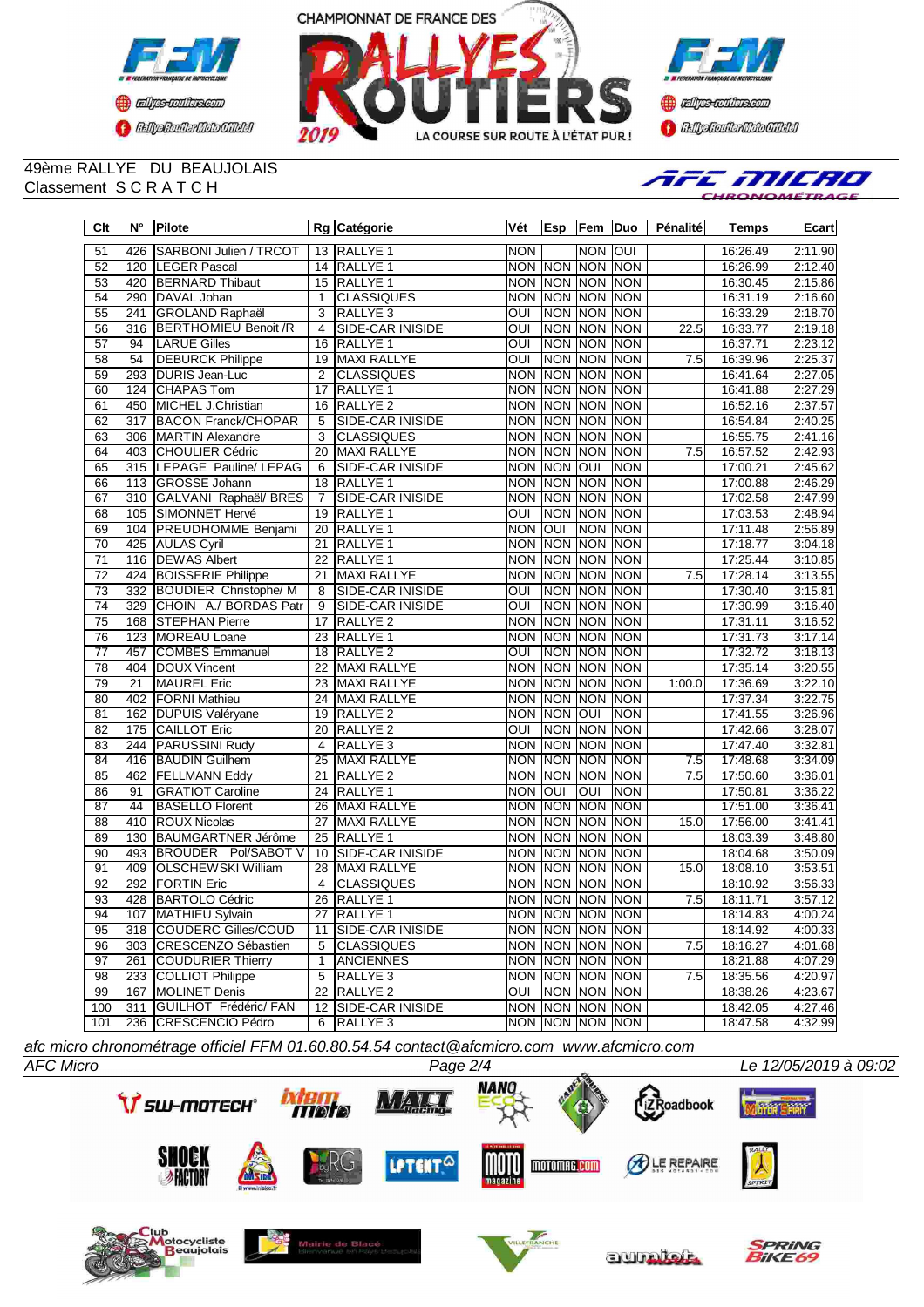CHAMPIONNAT DE FRANCE DES RALLYES ROUTIERS 2019 — LA COURSE SUR ROUTE À L'ÉTAT PUR !

49ème RALLYE DU BEAUJOLAIS
Classement SCRATCH

| Clt | N° | Pilote | Rg | Catégorie | Vét | Esp | Fem | Duo | Pénalité | Temps | Ecart |
|---|---|---|---|---|---|---|---|---|---|---|---|
| 51 | 426 | SARBONI Julien / TRCOT | 13 | RALLYE 1 | NON | | NON | OUI | | 16:26.49 | 2:11.90 |
| 52 | 120 | LEGER Pascal | 14 | RALLYE 1 | NON | NON | NON | NON | | 16:26.99 | 2:12.40 |
| 53 | 420 | BERNARD Thibaut | 15 | RALLYE 1 | NON | NON | NON | NON | | 16:30.45 | 2:15.86 |
| 54 | 290 | DAVAL Johan | 1 | CLASSIQUES | NON | NON | NON | NON | | 16:31.19 | 2:16.60 |
| 55 | 241 | GROLAND Raphaël | 3 | RALLYE 3 | OUI | NON | NON | NON | | 16:33.29 | 2:18.70 |
| 56 | 316 | BERTHOMIEU Benoit /R | 4 | SIDE-CAR INISIDE | OUI | NON | NON | NON | 22.5 | 16:33.77 | 2:19.18 |
| 57 | 94 | LARUE Gilles | 16 | RALLYE 1 | OUI | NON | NON | NON | | 16:37.71 | 2:23.12 |
| 58 | 54 | DEBURCK Philippe | 19 | MAXI RALLYE | OUI | NON | NON | NON | 7.5 | 16:39.96 | 2:25.37 |
| 59 | 293 | DURIS Jean-Luc | 2 | CLASSIQUES | NON | NON | NON | NON | | 16:41.64 | 2:27.05 |
| 60 | 124 | CHAPAS Tom | 17 | RALLYE 1 | NON | NON | NON | NON | | 16:41.88 | 2:27.29 |
| 61 | 450 | MICHEL J.Christian | 16 | RALLYE 2 | NON | NON | NON | NON | | 16:52.16 | 2:37.57 |
| 62 | 317 | BACON Franck/CHOPAR | 5 | SIDE-CAR INISIDE | NON | NON | NON | NON | | 16:54.84 | 2:40.25 |
| 63 | 306 | MARTIN Alexandre | 3 | CLASSIQUES | NON | NON | NON | NON | | 16:55.75 | 2:41.16 |
| 64 | 403 | CHOULIER Cédric | 20 | MAXI RALLYE | NON | NON | NON | NON | 7.5 | 16:57.52 | 2:42.93 |
| 65 | 315 | LEPAGE Pauline/ LEPAG | 6 | SIDE-CAR INISIDE | NON | NON | OUI | NON | | 17:00.21 | 2:45.62 |
| 66 | 113 | GROSSE Johann | 18 | RALLYE 1 | NON | NON | NON | NON | | 17:00.88 | 2:46.29 |
| 67 | 310 | GALVANI Raphaël/ BRES | 7 | SIDE-CAR INISIDE | NON | NON | NON | NON | | 17:02.58 | 2:47.99 |
| 68 | 105 | SIMONNET Hervé | 19 | RALLYE 1 | OUI | NON | NON | NON | | 17:03.53 | 2:48.94 |
| 69 | 104 | PREUDHOMME Benjami | 20 | RALLYE 1 | NON | OUI | NON | NON | | 17:11.48 | 2:56.89 |
| 70 | 425 | AULAS Cyril | 21 | RALLYE 1 | NON | NON | NON | NON | | 17:18.77 | 3:04.18 |
| 71 | 116 | DEWAS Albert | 22 | RALLYE 1 | NON | NON | NON | NON | | 17:25.44 | 3:10.85 |
| 72 | 424 | BOISSERIE Philippe | 21 | MAXI RALLYE | NON | NON | NON | NON | 7.5 | 17:28.14 | 3:13.55 |
| 73 | 332 | BOUDIER Christophe/ M | 8 | SIDE-CAR INISIDE | OUI | NON | NON | NON | | 17:30.40 | 3:15.81 |
| 74 | 329 | CHOIN A./ BORDAS Patr | 9 | SIDE-CAR INISIDE | OUI | NON | NON | NON | | 17:30.99 | 3:16.40 |
| 75 | 168 | STEPHAN Pierre | 17 | RALLYE 2 | NON | NON | NON | NON | | 17:31.11 | 3:16.52 |
| 76 | 123 | MOREAU Loane | 23 | RALLYE 1 | NON | NON | NON | NON | | 17:31.73 | 3:17.14 |
| 77 | 457 | COMBES Emmanuel | 18 | RALLYE 2 | OUI | NON | NON | NON | | 17:32.72 | 3:18.13 |
| 78 | 404 | DOUX Vincent | 22 | MAXI RALLYE | NON | NON | NON | NON | | 17:35.14 | 3:20.55 |
| 79 | 21 | MAUREL Eric | 23 | MAXI RALLYE | NON | NON | NON | NON | 1:00.0 | 17:36.69 | 3:22.10 |
| 80 | 402 | FORNI Mathieu | 24 | MAXI RALLYE | NON | NON | NON | NON | | 17:37.34 | 3:22.75 |
| 81 | 162 | DUPUIS Valéryane | 19 | RALLYE 2 | NON | NON | OUI | NON | | 17:41.55 | 3:26.96 |
| 82 | 175 | CAILLOT Eric | 20 | RALLYE 2 | OUI | NON | NON | NON | | 17:42.66 | 3:28.07 |
| 83 | 244 | PARUSSINI Rudy | 4 | RALLYE 3 | NON | NON | NON | NON | | 17:47.40 | 3:32.81 |
| 84 | 416 | BAUDIN Guilhem | 25 | MAXI RALLYE | NON | NON | NON | NON | 7.5 | 17:48.68 | 3:34.09 |
| 85 | 462 | FELLMANN Eddy | 21 | RALLYE 2 | NON | NON | NON | NON | 7.5 | 17:50.60 | 3:36.01 |
| 86 | 91 | GRATIOT Caroline | 24 | RALLYE 1 | NON | OUI | OUI | NON | | 17:50.81 | 3:36.22 |
| 87 | 44 | BASELLO Florent | 26 | MAXI RALLYE | NON | NON | NON | NON | | 17:51.00 | 3:36.41 |
| 88 | 410 | ROUX Nicolas | 27 | MAXI RALLYE | NON | NON | NON | NON | 15.0 | 17:56.00 | 3:41.41 |
| 89 | 130 | BAUMGARTNER Jérôme | 25 | RALLYE 1 | NON | NON | NON | NON | | 18:03.39 | 3:48.80 |
| 90 | 493 | BROUDER Pol/SABOT V | 10 | SIDE-CAR INISIDE | NON | NON | NON | NON | | 18:04.68 | 3:50.09 |
| 91 | 409 | OLSCHEWSKI William | 28 | MAXI RALLYE | NON | NON | NON | NON | 15.0 | 18:08.10 | 3:53.51 |
| 92 | 292 | FORTIN Eric | 4 | CLASSIQUES | NON | NON | NON | NON | | 18:10.92 | 3:56.33 |
| 93 | 428 | BARTOLO Cédric | 26 | RALLYE 1 | NON | NON | NON | NON | 7.5 | 18:11.71 | 3:57.12 |
| 94 | 107 | MATHIEU Sylvain | 27 | RALLYE 1 | NON | NON | NON | NON | | 18:14.83 | 4:00.24 |
| 95 | 318 | COUDERC Gilles/COUD | 11 | SIDE-CAR INISIDE | NON | NON | NON | NON | | 18:14.92 | 4:00.33 |
| 96 | 303 | CRESCENZO Sébastien | 5 | CLASSIQUES | NON | NON | NON | NON | 7.5 | 18:16.27 | 4:01.68 |
| 97 | 261 | COUDURIER Thierry | 1 | ANCIENNES | NON | NON | NON | NON | | 18:21.88 | 4:07.29 |
| 98 | 233 | COLLIOT Philippe | 5 | RALLYE 3 | NON | NON | NON | NON | 7.5 | 18:35.56 | 4:20.97 |
| 99 | 167 | MOLINET Denis | 22 | RALLYE 2 | OUI | NON | NON | NON | | 18:38.26 | 4:23.67 |
| 100 | 311 | GUILHOT Frédéric/ FAN | 12 | SIDE-CAR INISIDE | NON | NON | NON | NON | | 18:42.05 | 4:27.46 |
| 101 | 236 | CRESCENCIO Pédro | 6 | RALLYE 3 | NON | NON | NON | NON | | 18:47.58 | 4:32.99 |

*afc micro chronométrage officiel FFM 01.60.80.54.54 contact@afcmicro.com www.afcmicro.com*

*AFC Micro* — *Le 12/05/2019 à 09:02*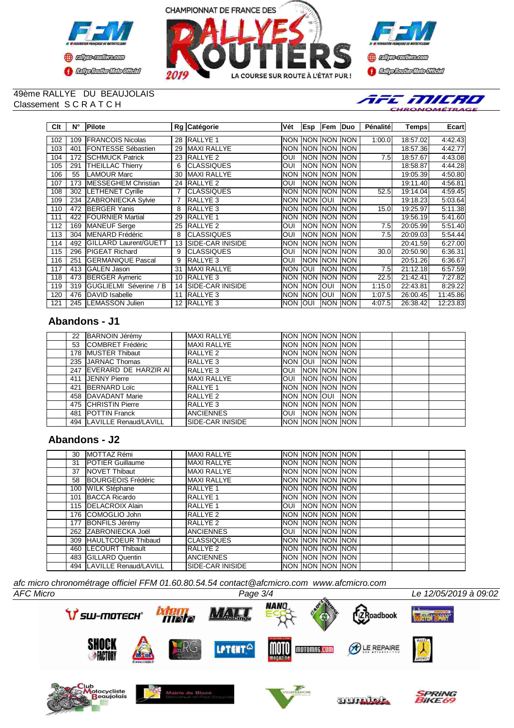49ème RALLYE DU BEAUJOLAIS
Classement S C R A T C H

| Clt | N° | Pilote | Rg | Catégorie | Vét | Esp | Fem | Duo | Pénalité | Temps | Ecart |
|---|---|---|---|---|---|---|---|---|---|---|---|
| 102 | 109 | FRANCOIS Nicolas | 28 | RALLYE 1 | NON | NON | NON | NON | 1:00.0 | 18:57.02 | 4:42.43 |
| 103 | 401 | FONTESSE Sébastien | 29 | MAXI RALLYE | NON | NON | NON | NON | | 18:57.36 | 4:42.77 |
| 104 | 172 | SCHMUCK Patrick | 23 | RALLYE 2 | OUI | NON | NON | NON | 7.5 | 18:57.67 | 4:43.08 |
| 105 | 291 | THEILLAC Thierry | 6 | CLASSIQUES | OUI | NON | NON | NON | | 18:58.87 | 4:44.28 |
| 106 | 55 | LAMOUR Marc | 30 | MAXI RALLYE | NON | NON | NON | NON | | 19:05.39 | 4:50.80 |
| 107 | 173 | MESSEGHEM Christian | 24 | RALLYE 2 | OUI | NON | NON | NON | | 19:11.40 | 4:56.81 |
| 108 | 302 | LETHENET Cyrille | 7 | CLASSIQUES | NON | NON | NON | NON | 52.5 | 19:14.04 | 4:59.45 |
| 109 | 234 | ZABRONIECKA Sylvie | 7 | RALLYE 3 | NON | NON | OUI | NON | | 19:18.23 | 5:03.64 |
| 110 | 472 | BERGER Yanis | 8 | RALLYE 3 | NON | NON | NON | NON | 15.0 | 19:25.97 | 5:11.38 |
| 111 | 422 | FOURNIER Martial | 29 | RALLYE 1 | NON | NON | NON | NON | | 19:56.19 | 5:41.60 |
| 112 | 169 | MANEUF Serge | 25 | RALLYE 2 | OUI | NON | NON | NON | 7.5 | 20:05.99 | 5:51.40 |
| 113 | 304 | MENARD Frédéric | 8 | CLASSIQUES | OUI | NON | NON | NON | 7.5 | 20:09.03 | 5:54.44 |
| 114 | 492 | GILLARD Laurent/GUETT | 13 | SIDE-CAR INISIDE | NON | NON | NON | NON | | 20:41.59 | 6:27.00 |
| 115 | 296 | PIGEAT Richard | 9 | CLASSIQUES | OUI | NON | NON | NON | 30.0 | 20:50.90 | 6:36.31 |
| 116 | 251 | GERMANIQUE Pascal | 9 | RALLYE 3 | OUI | NON | NON | NON | | 20:51.26 | 6:36.67 |
| 117 | 413 | GALEN Jason | 31 | MAXI RALLYE | NON | OUI | NON | NON | 7.5 | 21:12.18 | 6:57.59 |
| 118 | 473 | BERGER Aymeric | 10 | RALLYE 3 | NON | NON | NON | NON | 22.5 | 21:42.41 | 7:27.82 |
| 119 | 319 | GUGLIELMI Séverine / B | 14 | SIDE-CAR INISIDE | NON | NON | OUI | NON | 1:15.0 | 22:43.81 | 8:29.22 |
| 120 | 476 | DAVID Isabelle | 11 | RALLYE 3 | NON | NON | OUI | NON | 1:07.5 | 26:00.45 | 11:45.86 |
| 121 | 245 | LEMASSON Julien | 12 | RALLYE 3 | NON | OUI | NON | NON | 4:07.5 | 26:38.42 | 12:23.83 |

## Abandons - J1

| Clt | N° | Pilote | Rg | Catégorie | Vét | Esp | Fem | Duo | Pénalité | Temps | Ecart |
|---|---|---|---|---|---|---|---|---|---|---|---|
| | 22 | BARNOIN Jérémy | | MAXI RALLYE | NON | NON | NON | NON | | | |
| | 53 | COMBRET Frédéric | | MAXI RALLYE | NON | NON | NON | NON | | | |
| | 178 | MUSTER Thibaut | | RALLYE 2 | NON | NON | NON | NON | | | |
| | 235 | JARNAC Thomas | | RALLYE 3 | NON | OUI | NON | NON | | | |
| | 247 | EVERARD DE HARZIR Al | | RALLYE 3 | OUI | NON | NON | NON | | | |
| | 411 | JENNY Pierre | | MAXI RALLYE | OUI | NON | NON | NON | | | |
| | 421 | BERNARD Loïc | | RALLYE 1 | NON | NON | NON | NON | | | |
| | 458 | DAVADANT Marie | | RALLYE 2 | NON | NON | OUI | NON | | | |
| | 475 | CHRISTIN Pierre | | RALLYE 3 | NON | NON | NON | NON | | | |
| | 481 | POTTIN Franck | | ANCIENNES | OUI | NON | NON | NON | | | |
| | 494 | LAVILLE Renaud/LAVILL | | SIDE-CAR INISIDE | NON | NON | NON | NON | | | |

## Abandons - J2

| Clt | N° | Pilote | Rg | Catégorie | Vét | Esp | Fem | Duo | Pénalité | Temps | Ecart |
|---|---|---|---|---|---|---|---|---|---|---|---|
| | 30 | MOTTAZ Rémi | | MAXI RALLYE | NON | NON | NON | NON | | | |
| | 31 | POTIER Guillaume | | MAXI RALLYE | NON | NON | NON | NON | | | |
| | 37 | NOVET Thibaut | | MAXI RALLYE | NON | NON | NON | NON | | | |
| | 58 | BOURGEOIS Frédéric | | MAXI RALLYE | NON | NON | NON | NON | | | |
| | 100 | WILK Stéphane | | RALLYE 1 | NON | NON | NON | NON | | | |
| | 101 | BACCA Ricardo | | RALLYE 1 | NON | NON | NON | NON | | | |
| | 115 | DELACROIX Alain | | RALLYE 1 | OUI | NON | NON | NON | | | |
| | 176 | COMOGLIO John | | RALLYE 2 | NON | NON | NON | NON | | | |
| | 177 | BONFILS Jérémy | | RALLYE 2 | NON | NON | NON | NON | | | |
| | 262 | ZABRONIECKA Joël | | ANCIENNES | OUI | NON | NON | NON | | | |
| | 309 | HAULTCOEUR Thibaud | | CLASSIQUES | NON | NON | NON | NON | | | |
| | 460 | LECOURT Thibault | | RALLYE 2 | NON | NON | NON | NON | | | |
| | 483 | GILLARD Quentin | | ANCIENNES | NON | NON | NON | NON | | | |
| | 494 | LAVILLE Renaud/LAVILL | | SIDE-CAR INISIDE | NON | NON | NON | NON | | | |

*afc micro chronométrage officiel FFM 01.60.80.54.54 contact@afcmicro.com www.afcmicro.com*

*AFC Micro* — *Le 12/05/2019 à 09:02*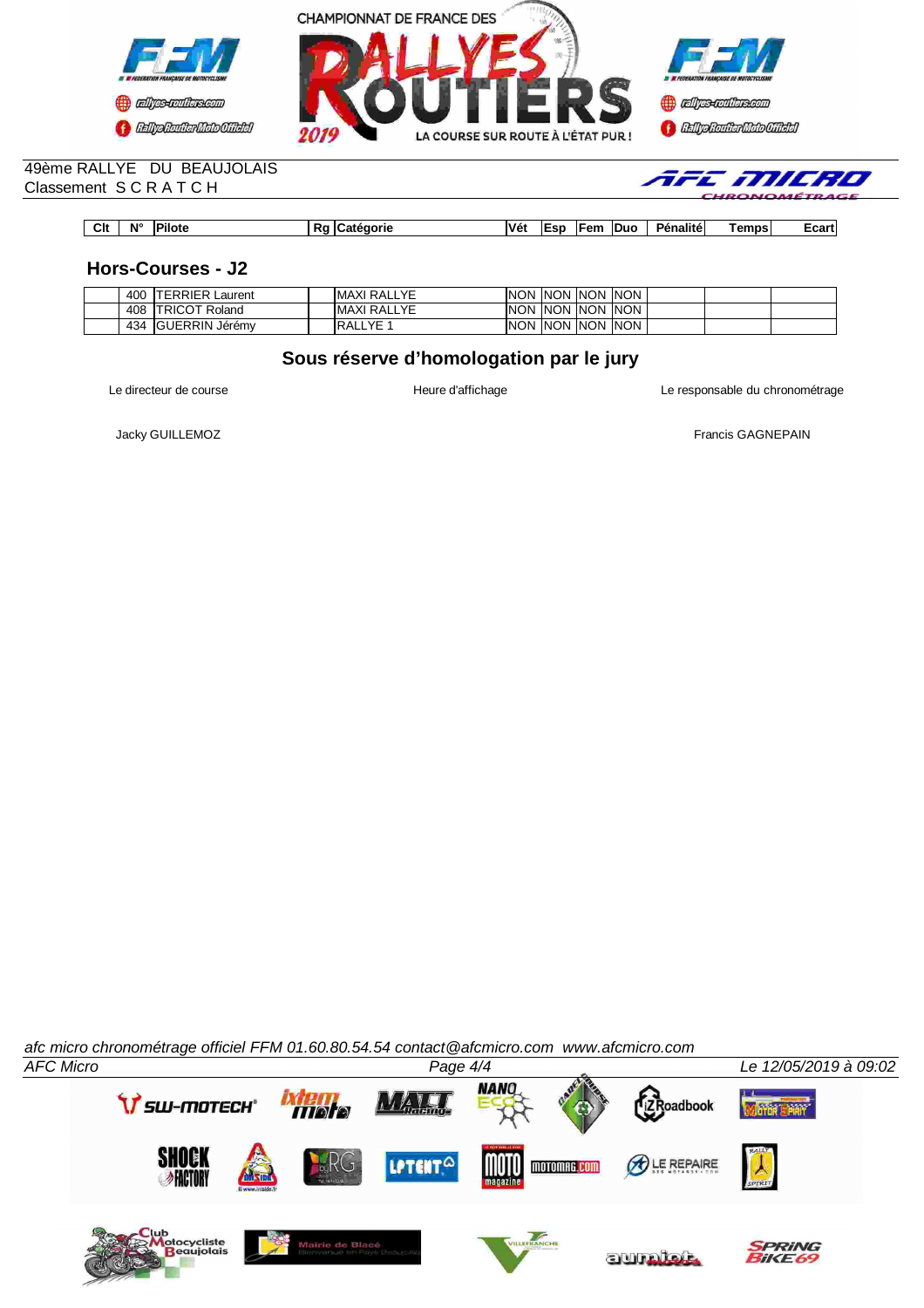49ème RALLYE DU BEAUJOLAIS
Classement S C R A T C H

| Clt | N° | Pilote | Rg | Catégorie | Vét | Esp | Fem | Duo | Pénalité | Temps | Ecart |
|---|---|---|---|---|---|---|---|---|---|---|---|

## Hors-Courses - J2

| Clt | N° | Pilote | Rg | Catégorie | Vét | Esp | Fem | Duo | Pénalité | Temps | Ecart |
|---|---|---|---|---|---|---|---|---|---|---|---|
| | 400 | TERRIER Laurent | | MAXI RALLYE | NON | NON | NON | NON | | | |
| | 408 | TRICOT Roland | | MAXI RALLYE | NON | NON | NON | NON | | | |
| | 434 | GUERRIN Jérémy | | RALLYE 1 | NON | NON | NON | NON | | | |

## Sous réserve d'homologation par le jury

Le directeur de course — Heure d'affichage — Le responsable du chronométrage

Jacky GUILLEMOZ — Francis GAGNEPAIN

*afc micro chronométrage officiel FFM 01.60.80.54.54 contact@afcmicro.com www.afcmicro.com*

*AFC Micro* — *Le 12/05/2019 à 09:02*